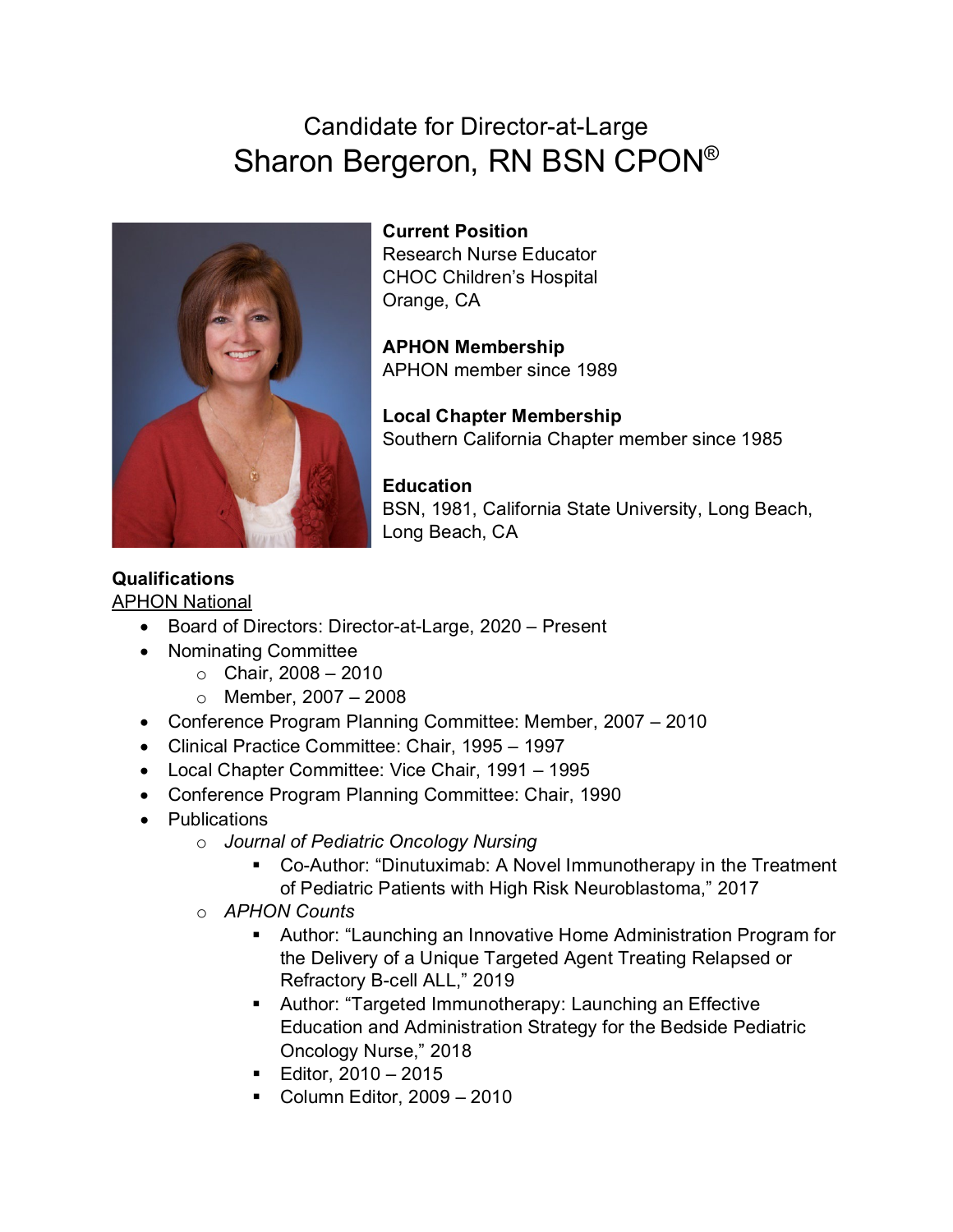# Candidate for Director-at-Large

## Sharon Bergeron, RN BSN CPON®

**Current Position**
Research Nurse Educator
CHOC Children's Hospital
Orange, CA

**APHON Membership**
APHON member since 1989

**Local Chapter Membership**
Southern California Chapter member since 1985

**Education**
BSN, 1981, California State University, Long Beach, Long Beach, CA

**Qualifications**

APHON National

- Board of Directors: Director-at-Large, 2020 – Present
- Nominating Committee
  - Chair, 2008 – 2010
  - Member, 2007 – 2008
- Conference Program Planning Committee: Member, 2007 – 2010
- Clinical Practice Committee: Chair, 1995 – 1997
- Local Chapter Committee: Vice Chair, 1991 – 1995
- Conference Program Planning Committee: Chair, 1990
- Publications
  - *Journal of Pediatric Oncology Nursing*
    - Co-Author: "Dinutuximab: A Novel Immunotherapy in the Treatment of Pediatric Patients with High Risk Neuroblastoma," 2017
  - *APHON Counts*
    - Author: "Launching an Innovative Home Administration Program for the Delivery of a Unique Targeted Agent Treating Relapsed or Refractory B-cell ALL," 2019
    - Author: "Targeted Immunotherapy: Launching an Effective Education and Administration Strategy for the Bedside Pediatric Oncology Nurse," 2018
    - Editor, 2010 – 2015
    - Column Editor, 2009 – 2010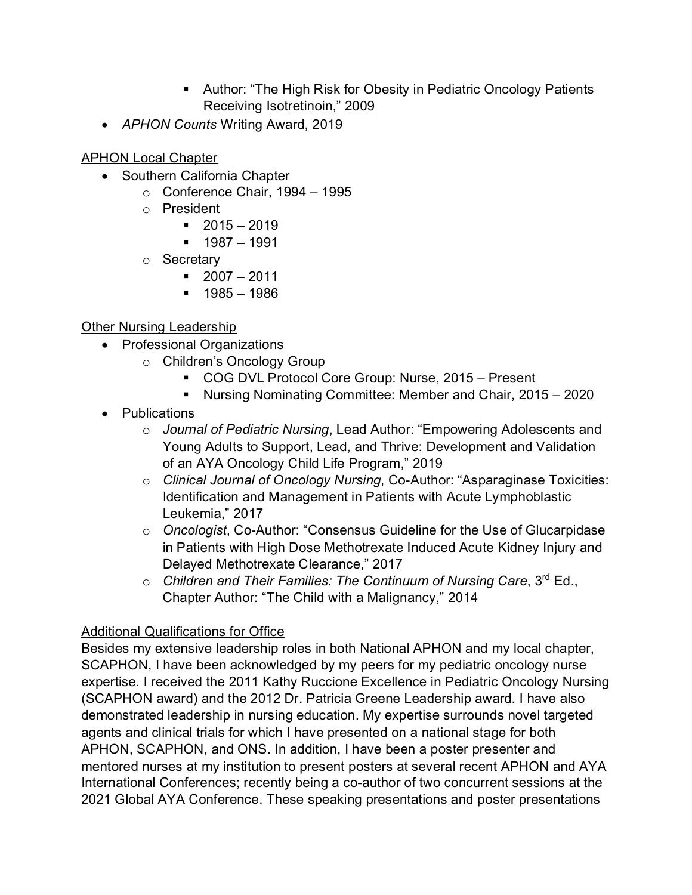- Author: "The High Risk for Obesity in Pediatric Oncology Patients Receiving Isotretinoin," 2009
- *APHON Counts* Writing Award, 2019

<u>APHON Local Chapter</u>

- Southern California Chapter
  - Conference Chair, 1994 – 1995
  - President
    - 2015 – 2019
    - 1987 – 1991
  - Secretary
    - 2007 – 2011
    - 1985 – 1986

<u>Other Nursing Leadership</u>

- Professional Organizations
  - Children's Oncology Group
    - COG DVL Protocol Core Group: Nurse, 2015 – Present
    - Nursing Nominating Committee: Member and Chair, 2015 – 2020
- Publications
  - *Journal of Pediatric Nursing*, Lead Author: "Empowering Adolescents and Young Adults to Support, Lead, and Thrive: Development and Validation of an AYA Oncology Child Life Program," 2019
  - *Clinical Journal of Oncology Nursing*, Co-Author: "Asparaginase Toxicities: Identification and Management in Patients with Acute Lymphoblastic Leukemia," 2017
  - *Oncologist*, Co-Author: "Consensus Guideline for the Use of Glucarpidase in Patients with High Dose Methotrexate Induced Acute Kidney Injury and Delayed Methotrexate Clearance," 2017
  - *Children and Their Families: The Continuum of Nursing Care*, 3rd Ed., Chapter Author: "The Child with a Malignancy," 2014

<u>Additional Qualifications for Office</u>

Besides my extensive leadership roles in both National APHON and my local chapter, SCAPHON, I have been acknowledged by my peers for my pediatric oncology nurse expertise. I received the 2011 Kathy Ruccione Excellence in Pediatric Oncology Nursing (SCAPHON award) and the 2012 Dr. Patricia Greene Leadership award. I have also demonstrated leadership in nursing education. My expertise surrounds novel targeted agents and clinical trials for which I have presented on a national stage for both APHON, SCAPHON, and ONS. In addition, I have been a poster presenter and mentored nurses at my institution to present posters at several recent APHON and AYA International Conferences; recently being a co-author of two concurrent sessions at the 2021 Global AYA Conference. These speaking presentations and poster presentations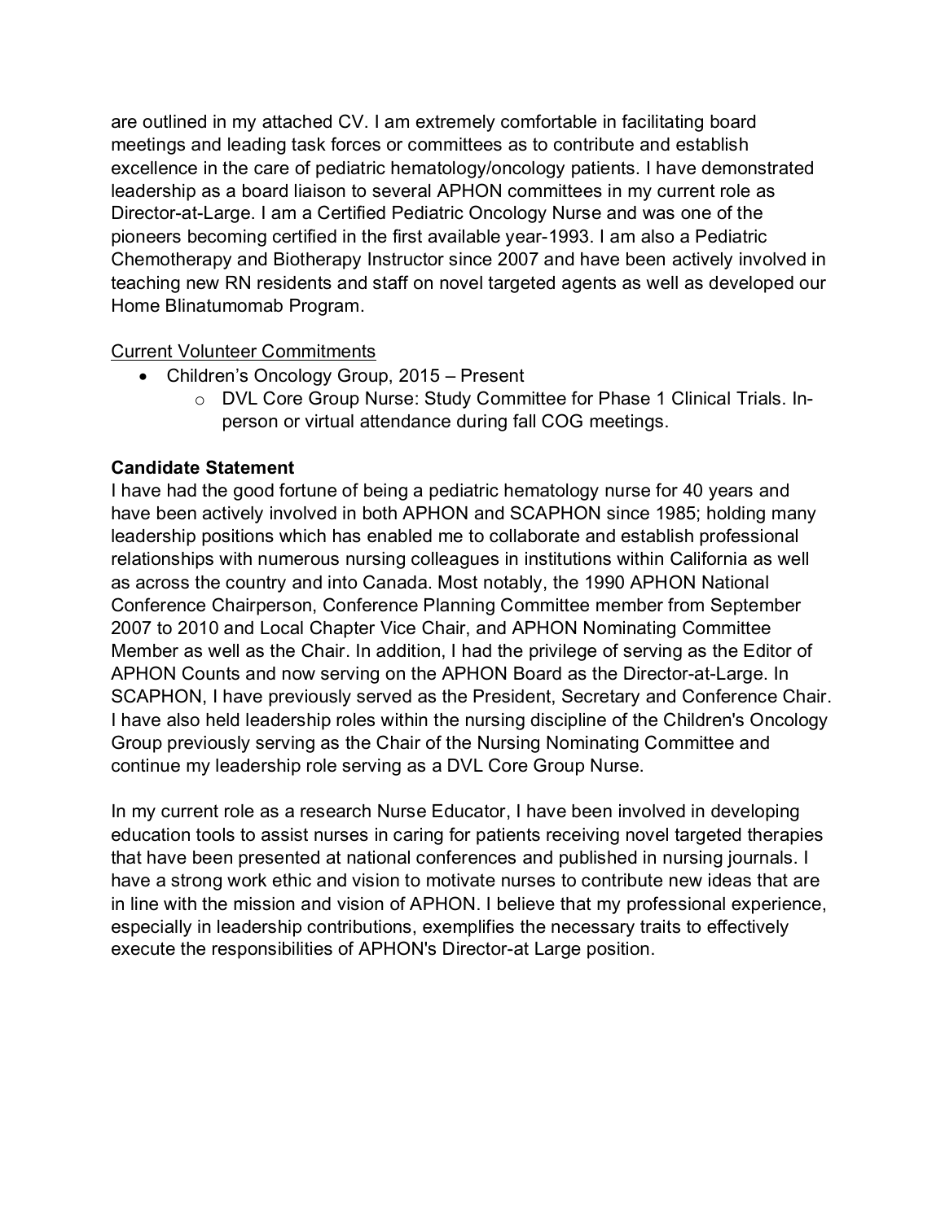are outlined in my attached CV. I am extremely comfortable in facilitating board meetings and leading task forces or committees as to contribute and establish excellence in the care of pediatric hematology/oncology patients. I have demonstrated leadership as a board liaison to several APHON committees in my current role as Director-at-Large. I am a Certified Pediatric Oncology Nurse and was one of the pioneers becoming certified in the first available year-1993. I am also a Pediatric Chemotherapy and Biotherapy Instructor since 2007 and have been actively involved in teaching new RN residents and staff on novel targeted agents as well as developed our Home Blinatumomab Program.

Current Volunteer Commitments

- Children's Oncology Group, 2015 – Present
  - DVL Core Group Nurse: Study Committee for Phase 1 Clinical Trials. In-person or virtual attendance during fall COG meetings.

**Candidate Statement**

I have had the good fortune of being a pediatric hematology nurse for 40 years and have been actively involved in both APHON and SCAPHON since 1985; holding many leadership positions which has enabled me to collaborate and establish professional relationships with numerous nursing colleagues in institutions within California as well as across the country and into Canada. Most notably, the 1990 APHON National Conference Chairperson, Conference Planning Committee member from September 2007 to 2010 and Local Chapter Vice Chair, and APHON Nominating Committee Member as well as the Chair. In addition, I had the privilege of serving as the Editor of APHON Counts and now serving on the APHON Board as the Director-at-Large. In SCAPHON, I have previously served as the President, Secretary and Conference Chair. I have also held leadership roles within the nursing discipline of the Children's Oncology Group previously serving as the Chair of the Nursing Nominating Committee and continue my leadership role serving as a DVL Core Group Nurse.

In my current role as a research Nurse Educator, I have been involved in developing education tools to assist nurses in caring for patients receiving novel targeted therapies that have been presented at national conferences and published in nursing journals. I have a strong work ethic and vision to motivate nurses to contribute new ideas that are in line with the mission and vision of APHON. I believe that my professional experience, especially in leadership contributions, exemplifies the necessary traits to effectively execute the responsibilities of APHON's Director-at Large position.